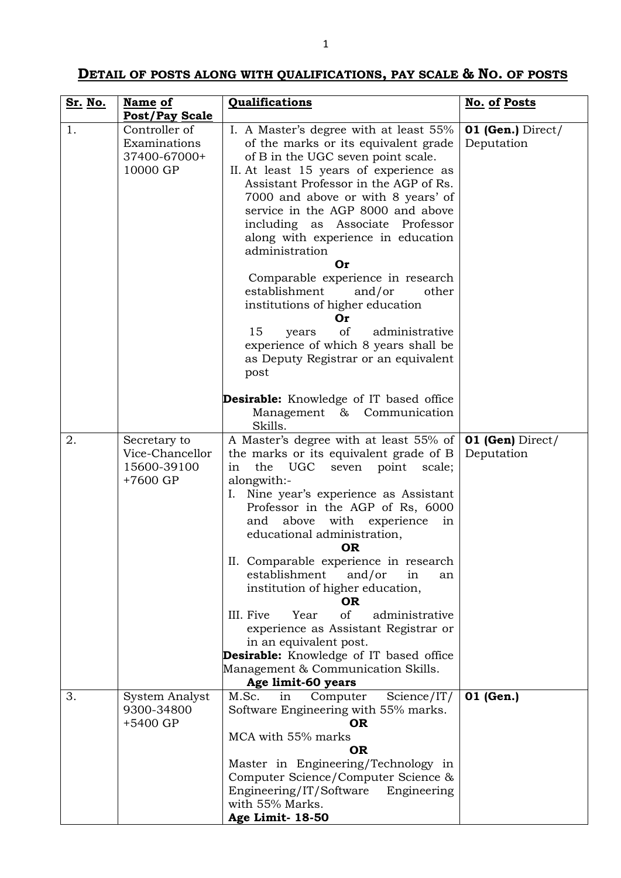## DETAIL OF POSTS ALONG WITH QUALIFICATIONS, PAY SCALE & NO. OF POSTS

| Sr. No. | Name of Post/Pay Scale | Qualifications | No. of Posts |
|---|---|---|---|
| 1. | Controller of Examinations 37400-67000+ 10000 GP | I. A Master's degree with at least 55% of the marks or its equivalent grade of B in the UGC seven point scale.<br>II. At least 15 years of experience as Assistant Professor in the AGP of Rs. 7000 and above or with 8 years' of service in the AGP 8000 and above including as Associate Professor along with experience in education administration<br>**Or**<br>Comparable experience in research establishment and/or other institutions of higher education<br>**Or**<br>15 years of administrative experience of which 8 years shall be as Deputy Registrar or an equivalent post<br><br>**Desirable:** Knowledge of IT based office Management & Communication Skills. | **01 (Gen.)** Direct/ Deputation |
| 2. | Secretary to Vice-Chancellor 15600-39100 +7600 GP | A Master's degree with at least 55% of the marks or its equivalent grade of B in the UGC seven point scale; alongwith:-<br>I. Nine year's experience as Assistant Professor in the AGP of Rs, 6000 and above with experience in educational administration,<br>**OR**<br>II. Comparable experience in research establishment and/or in an institution of higher education,<br>**OR**<br>III. Five Year of administrative experience as Assistant Registrar or in an equivalent post.<br>**Desirable:** Knowledge of IT based office Management & Communication Skills.<br>**Age limit-60 years** | **01 (Gen)** Direct/ Deputation |
| 3. | System Analyst 9300-34800 +5400 GP | M.Sc. in Computer Science/IT/ Software Engineering with 55% marks.<br>**OR**<br>MCA with 55% marks<br>**OR**<br>Master in Engineering/Technology in Computer Science/Computer Science & Engineering/IT/Software Engineering with 55% Marks.<br>**Age Limit- 18-50** | **01 (Gen.)** |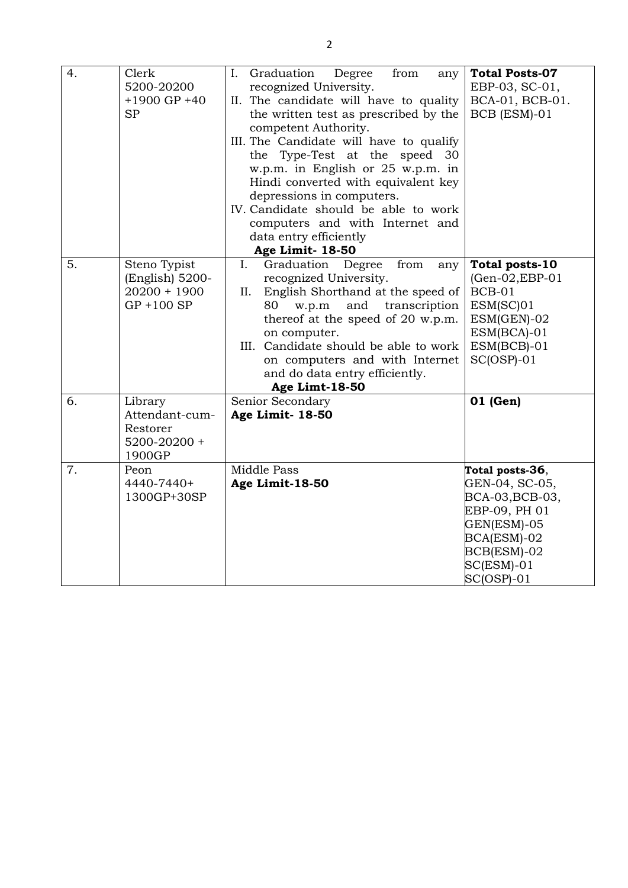| | | | |
|---|---|---|---|
| 4. | Clerk 5200-20200 +1900 GP +40 SP | I. Graduation Degree from any recognized University.<br>II. The candidate will have to quality the written test as prescribed by the competent Authority.<br>III. The Candidate will have to qualify the Type-Test at the speed 30 w.p.m. in English or 25 w.p.m. in Hindi converted with equivalent key depressions in computers.<br>IV. Candidate should be able to work computers and with Internet and data entry efficiently<br>**Age Limit- 18-50** | **Total Posts-07**<br>EBP-03, SC-01, BCA-01, BCB-01. BCB (ESM)-01 |
| 5. | Steno Typist (English) 5200-20200 + 1900 GP +100 SP | I. Graduation Degree from any recognized University.<br>II. English Shorthand at the speed of 80 w.p.m and transcription thereof at the speed of 20 w.p.m. on computer.<br>III. Candidate should be able to work on computers and with Internet and do data entry efficiently.<br>**Age Limt-18-50** | **Total posts-10**<br>(Gen-02,EBP-01<br>BCB-01<br>ESM(SC)01<br>ESM(GEN)-02<br>ESM(BCA)-01<br>ESM(BCB)-01<br>SC(OSP)-01 |
| 6. | Library Attendant-cum-Restorer 5200-20200 + 1900GP | Senior Secondary<br>**Age Limit- 18-50** | **01 (Gen)** |
| 7. | Peon 4440-7440+ 1300GP+30SP | Middle Pass<br>**Age Limit-18-50** | **Total posts-36**,<br>GEN-04, SC-05, BCA-03,BCB-03, EBP-09, PH 01<br>GEN(ESM)-05<br>BCA(ESM)-02<br>BCB(ESM)-02<br>SC(ESM)-01<br>SC(OSP)-01 |